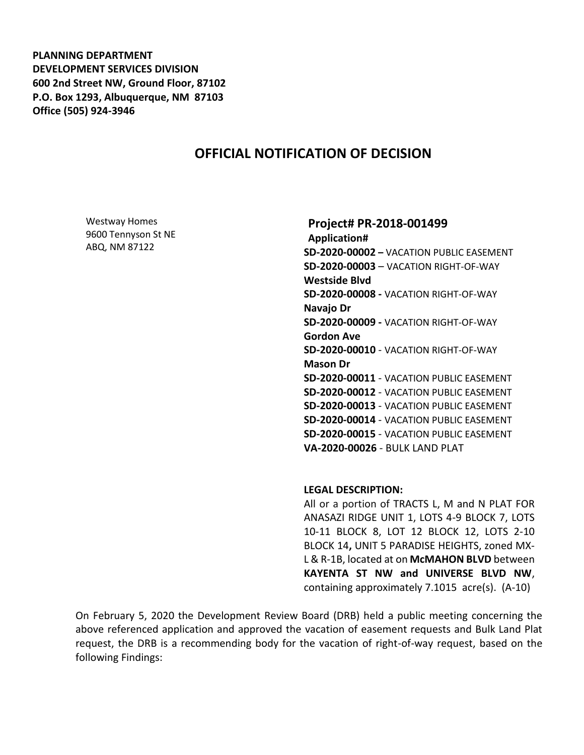**PLANNING DEPARTMENT**
**DEVELOPMENT SERVICES DIVISION**
**600 2nd Street NW, Ground Floor, 87102**
**P.O. Box 1293, Albuquerque, NM 87103**
**Office (505) 924-3946**

# OFFICIAL NOTIFICATION OF DECISION

Westway Homes
9600 Tennyson St NE
ABQ, NM 87122

**Project# PR-2018-001499**

**Application#**

**SD-2020-00002 –** VACATION PUBLIC EASEMENT
**SD-2020-00003** – VACATION RIGHT-OF-WAY
**Westside Blvd**
**SD-2020-00008 -** VACATION RIGHT-OF-WAY
**Navajo Dr**
**SD-2020-00009 -** VACATION RIGHT-OF-WAY
**Gordon Ave**
**SD-2020-00010** - VACATION RIGHT-OF-WAY
**Mason Dr**
**SD-2020-00011** - VACATION PUBLIC EASEMENT
**SD-2020-00012** - VACATION PUBLIC EASEMENT
**SD-2020-00013** - VACATION PUBLIC EASEMENT
**SD-2020-00014** - VACATION PUBLIC EASEMENT
**SD-2020-00015** - VACATION PUBLIC EASEMENT
**VA-2020-00026** - BULK LAND PLAT

**LEGAL DESCRIPTION:**
All or a portion of TRACTS L, M and N PLAT FOR ANASAZI RIDGE UNIT 1, LOTS 4-9 BLOCK 7, LOTS 10-11 BLOCK 8, LOT 12 BLOCK 12, LOTS 2-10 BLOCK 14**,** UNIT 5 PARADISE HEIGHTS, zoned MX-L & R-1B, located at on **McMAHON BLVD** between **KAYENTA ST NW and UNIVERSE BLVD NW**, containing approximately 7.1015 acre(s). (A-10)

On February 5, 2020 the Development Review Board (DRB) held a public meeting concerning the above referenced application and approved the vacation of easement requests and Bulk Land Plat request, the DRB is a recommending body for the vacation of right-of-way request, based on the following Findings: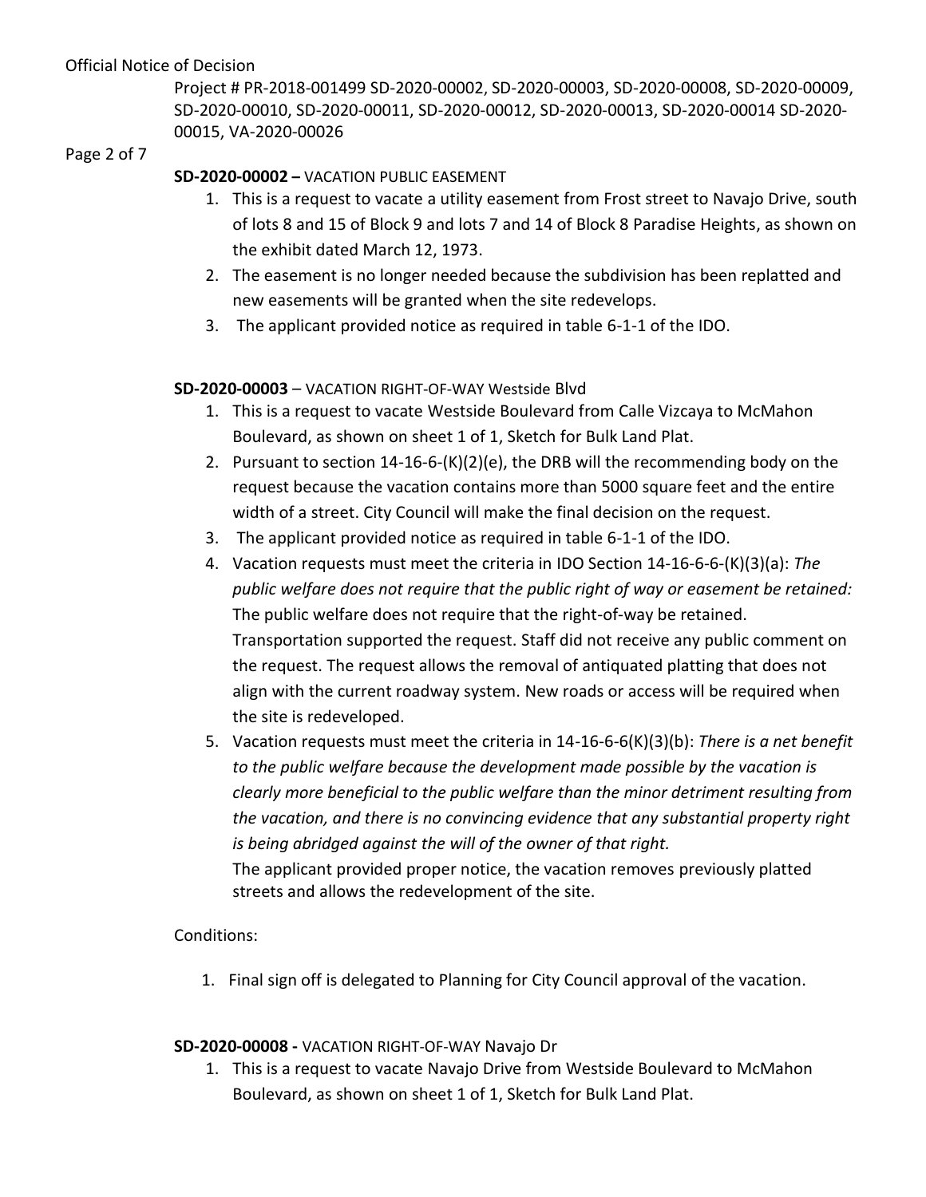**SD-2020-00002 –** VACATION PUBLIC EASEMENT

1. This is a request to vacate a utility easement from Frost street to Navajo Drive, south of lots 8 and 15 of Block 9 and lots 7 and 14 of Block 8 Paradise Heights, as shown on the exhibit dated March 12, 1973.
2. The easement is no longer needed because the subdivision has been replatted and new easements will be granted when the site redevelops.
3. The applicant provided notice as required in table 6-1-1 of the IDO.

**SD-2020-00003** – VACATION RIGHT-OF-WAY Westside Blvd

1. This is a request to vacate Westside Boulevard from Calle Vizcaya to McMahon Boulevard, as shown on sheet 1 of 1, Sketch for Bulk Land Plat.
2. Pursuant to section 14-16-6-(K)(2)(e), the DRB will the recommending body on the request because the vacation contains more than 5000 square feet and the entire width of a street. City Council will make the final decision on the request.
3. The applicant provided notice as required in table 6-1-1 of the IDO.
4. Vacation requests must meet the criteria in IDO Section 14-16-6-6-(K)(3)(a): *The public welfare does not require that the public right of way or easement be retained:* The public welfare does not require that the right-of-way be retained. Transportation supported the request. Staff did not receive any public comment on the request. The request allows the removal of antiquated platting that does not align with the current roadway system. New roads or access will be required when the site is redeveloped.
5. Vacation requests must meet the criteria in 14-16-6-6(K)(3)(b): *There is a net benefit to the public welfare because the development made possible by the vacation is clearly more beneficial to the public welfare than the minor detriment resulting from the vacation, and there is no convincing evidence that any substantial property right is being abridged against the will of the owner of that right.*
   The applicant provided proper notice, the vacation removes previously platted streets and allows the redevelopment of the site.

Conditions:

1. Final sign off is delegated to Planning for City Council approval of the vacation.

**SD-2020-00008 -** VACATION RIGHT-OF-WAY Navajo Dr

1. This is a request to vacate Navajo Drive from Westside Boulevard to McMahon Boulevard, as shown on sheet 1 of 1, Sketch for Bulk Land Plat.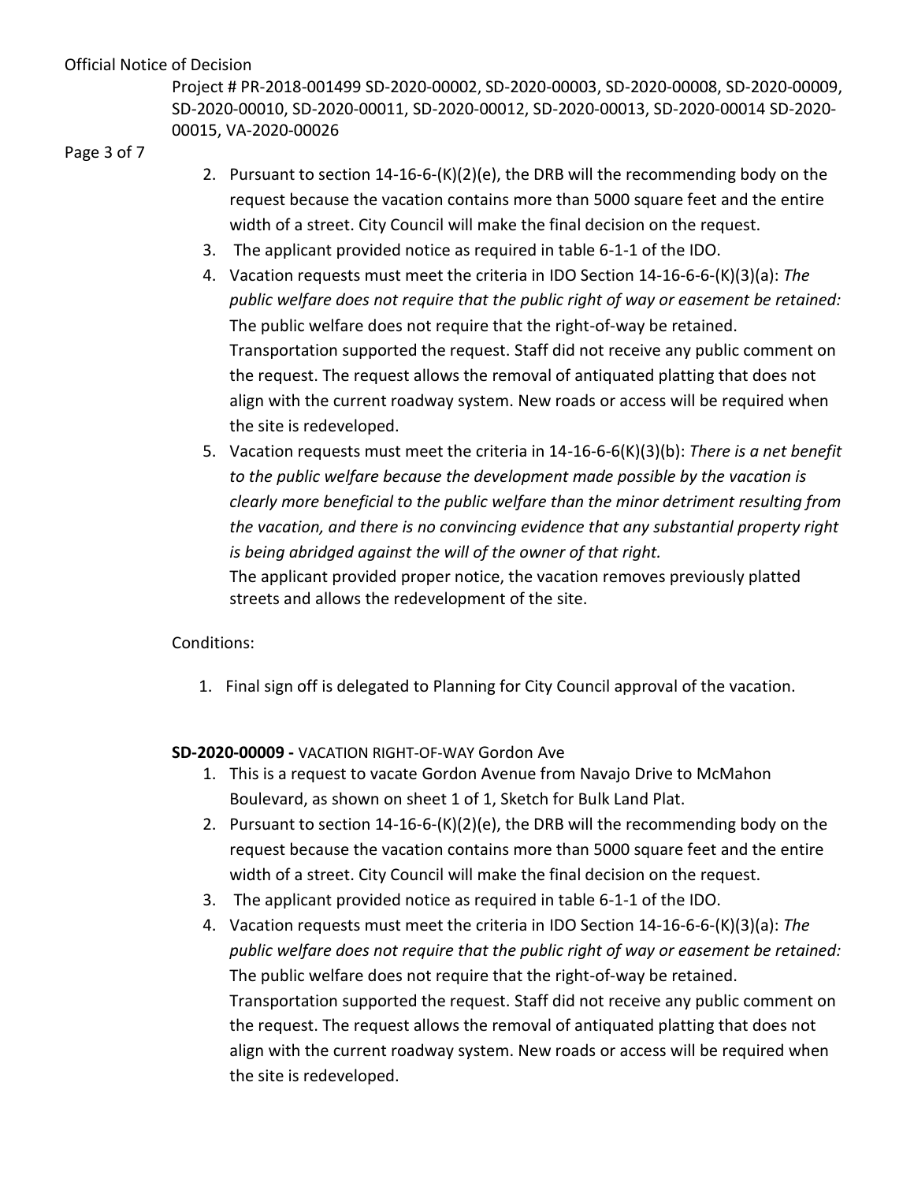2. Pursuant to section 14-16-6-(K)(2)(e), the DRB will the recommending body on the request because the vacation contains more than 5000 square feet and the entire width of a street. City Council will make the final decision on the request.
3. The applicant provided notice as required in table 6-1-1 of the IDO.
4. Vacation requests must meet the criteria in IDO Section 14-16-6-6-(K)(3)(a): *The public welfare does not require that the public right of way or easement be retained:* The public welfare does not require that the right-of-way be retained. Transportation supported the request. Staff did not receive any public comment on the request. The request allows the removal of antiquated platting that does not align with the current roadway system. New roads or access will be required when the site is redeveloped.
5. Vacation requests must meet the criteria in 14-16-6-6(K)(3)(b): *There is a net benefit to the public welfare because the development made possible by the vacation is clearly more beneficial to the public welfare than the minor detriment resulting from the vacation, and there is no convincing evidence that any substantial property right is being abridged against the will of the owner of that right.*
   The applicant provided proper notice, the vacation removes previously platted streets and allows the redevelopment of the site.

Conditions:

1. Final sign off is delegated to Planning for City Council approval of the vacation.

**SD-2020-00009 -** VACATION RIGHT-OF-WAY Gordon Ave

1. This is a request to vacate Gordon Avenue from Navajo Drive to McMahon Boulevard, as shown on sheet 1 of 1, Sketch for Bulk Land Plat.
2. Pursuant to section 14-16-6-(K)(2)(e), the DRB will the recommending body on the request because the vacation contains more than 5000 square feet and the entire width of a street. City Council will make the final decision on the request.
3. The applicant provided notice as required in table 6-1-1 of the IDO.
4. Vacation requests must meet the criteria in IDO Section 14-16-6-6-(K)(3)(a): *The public welfare does not require that the public right of way or easement be retained:* The public welfare does not require that the right-of-way be retained. Transportation supported the request. Staff did not receive any public comment on the request. The request allows the removal of antiquated platting that does not align with the current roadway system. New roads or access will be required when the site is redeveloped.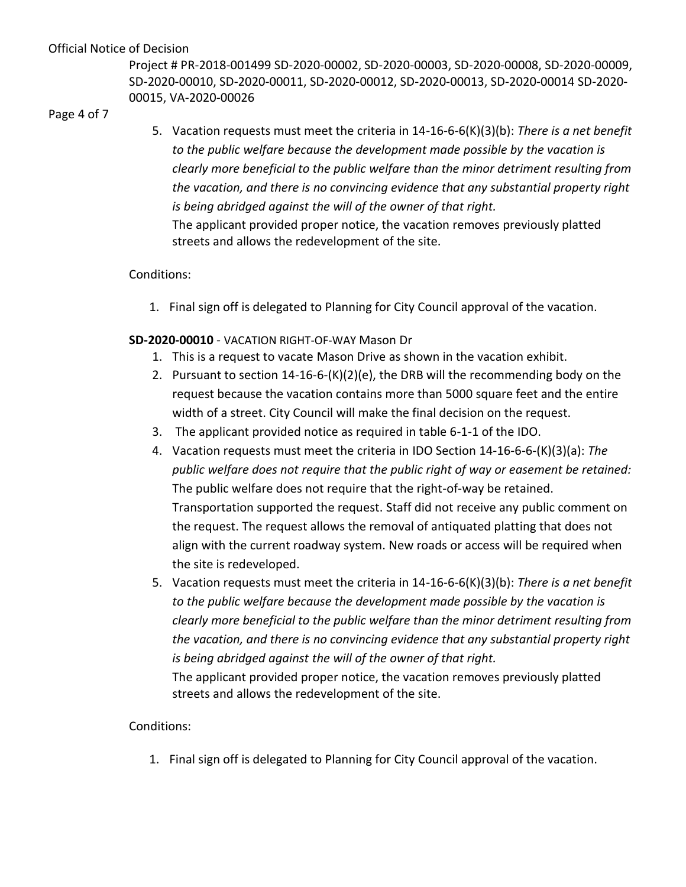5. Vacation requests must meet the criteria in 14-16-6-6(K)(3)(b): *There is a net benefit to the public welfare because the development made possible by the vacation is clearly more beneficial to the public welfare than the minor detriment resulting from the vacation, and there is no convincing evidence that any substantial property right is being abridged against the will of the owner of that right.*
   The applicant provided proper notice, the vacation removes previously platted streets and allows the redevelopment of the site.

Conditions:

1. Final sign off is delegated to Planning for City Council approval of the vacation.

**SD-2020-00010** - VACATION RIGHT-OF-WAY Mason Dr

1. This is a request to vacate Mason Drive as shown in the vacation exhibit.
2. Pursuant to section 14-16-6-(K)(2)(e), the DRB will the recommending body on the request because the vacation contains more than 5000 square feet and the entire width of a street. City Council will make the final decision on the request.
3. The applicant provided notice as required in table 6-1-1 of the IDO.
4. Vacation requests must meet the criteria in IDO Section 14-16-6-6-(K)(3)(a): *The public welfare does not require that the public right of way or easement be retained:* The public welfare does not require that the right-of-way be retained. Transportation supported the request. Staff did not receive any public comment on the request. The request allows the removal of antiquated platting that does not align with the current roadway system. New roads or access will be required when the site is redeveloped.
5. Vacation requests must meet the criteria in 14-16-6-6(K)(3)(b): *There is a net benefit to the public welfare because the development made possible by the vacation is clearly more beneficial to the public welfare than the minor detriment resulting from the vacation, and there is no convincing evidence that any substantial property right is being abridged against the will of the owner of that right.*
   The applicant provided proper notice, the vacation removes previously platted streets and allows the redevelopment of the site.

Conditions:

1. Final sign off is delegated to Planning for City Council approval of the vacation.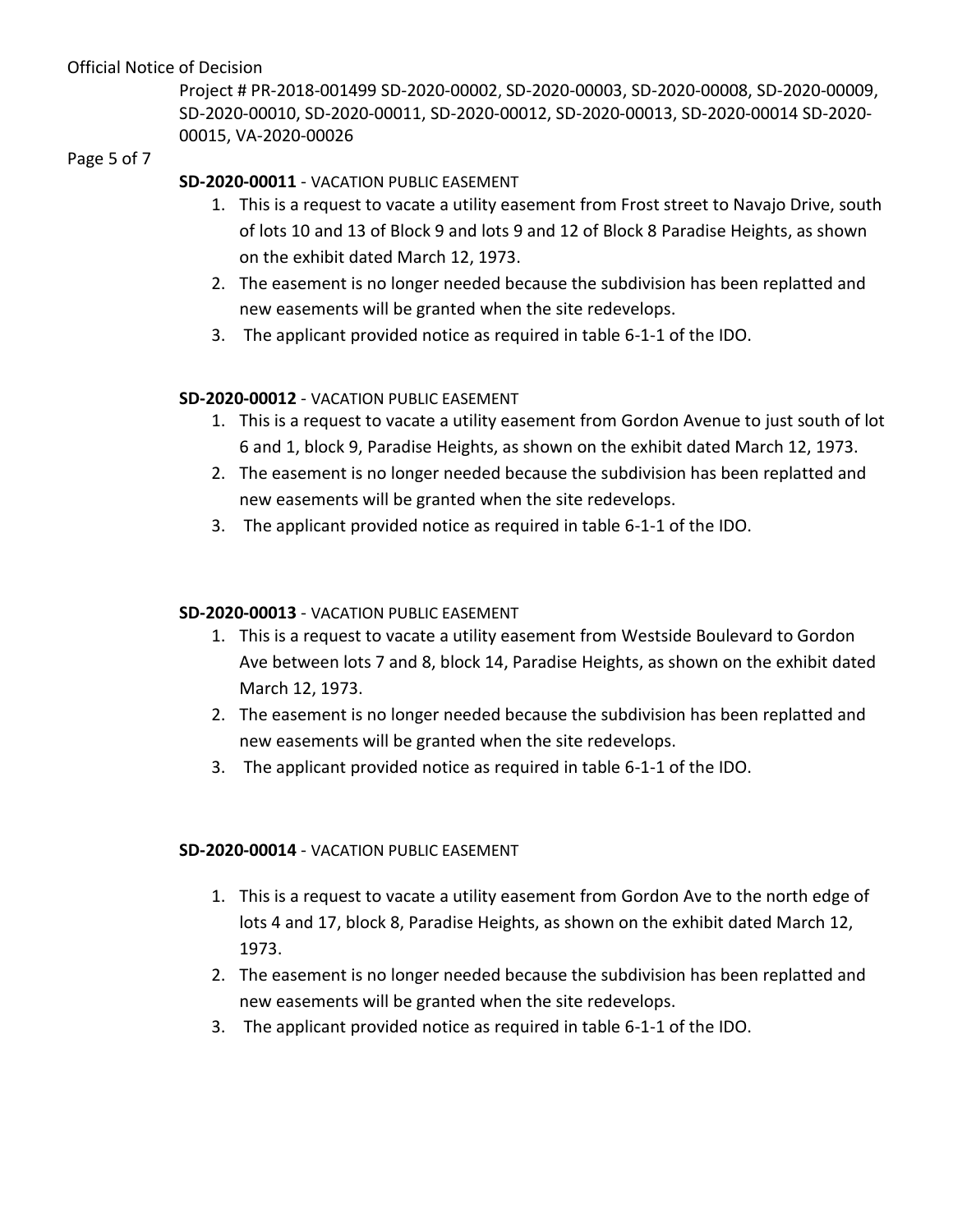**SD-2020-00011** - VACATION PUBLIC EASEMENT

1. This is a request to vacate a utility easement from Frost street to Navajo Drive, south of lots 10 and 13 of Block 9 and lots 9 and 12 of Block 8 Paradise Heights, as shown on the exhibit dated March 12, 1973.
2. The easement is no longer needed because the subdivision has been replatted and new easements will be granted when the site redevelops.
3. The applicant provided notice as required in table 6-1-1 of the IDO.

**SD-2020-00012** - VACATION PUBLIC EASEMENT

1. This is a request to vacate a utility easement from Gordon Avenue to just south of lot 6 and 1, block 9, Paradise Heights, as shown on the exhibit dated March 12, 1973.
2. The easement is no longer needed because the subdivision has been replatted and new easements will be granted when the site redevelops.
3. The applicant provided notice as required in table 6-1-1 of the IDO.

**SD-2020-00013** - VACATION PUBLIC EASEMENT

1. This is a request to vacate a utility easement from Westside Boulevard to Gordon Ave between lots 7 and 8, block 14, Paradise Heights, as shown on the exhibit dated March 12, 1973.
2. The easement is no longer needed because the subdivision has been replatted and new easements will be granted when the site redevelops.
3. The applicant provided notice as required in table 6-1-1 of the IDO.

**SD-2020-00014** - VACATION PUBLIC EASEMENT

1. This is a request to vacate a utility easement from Gordon Ave to the north edge of lots 4 and 17, block 8, Paradise Heights, as shown on the exhibit dated March 12, 1973.
2. The easement is no longer needed because the subdivision has been replatted and new easements will be granted when the site redevelops.
3. The applicant provided notice as required in table 6-1-1 of the IDO.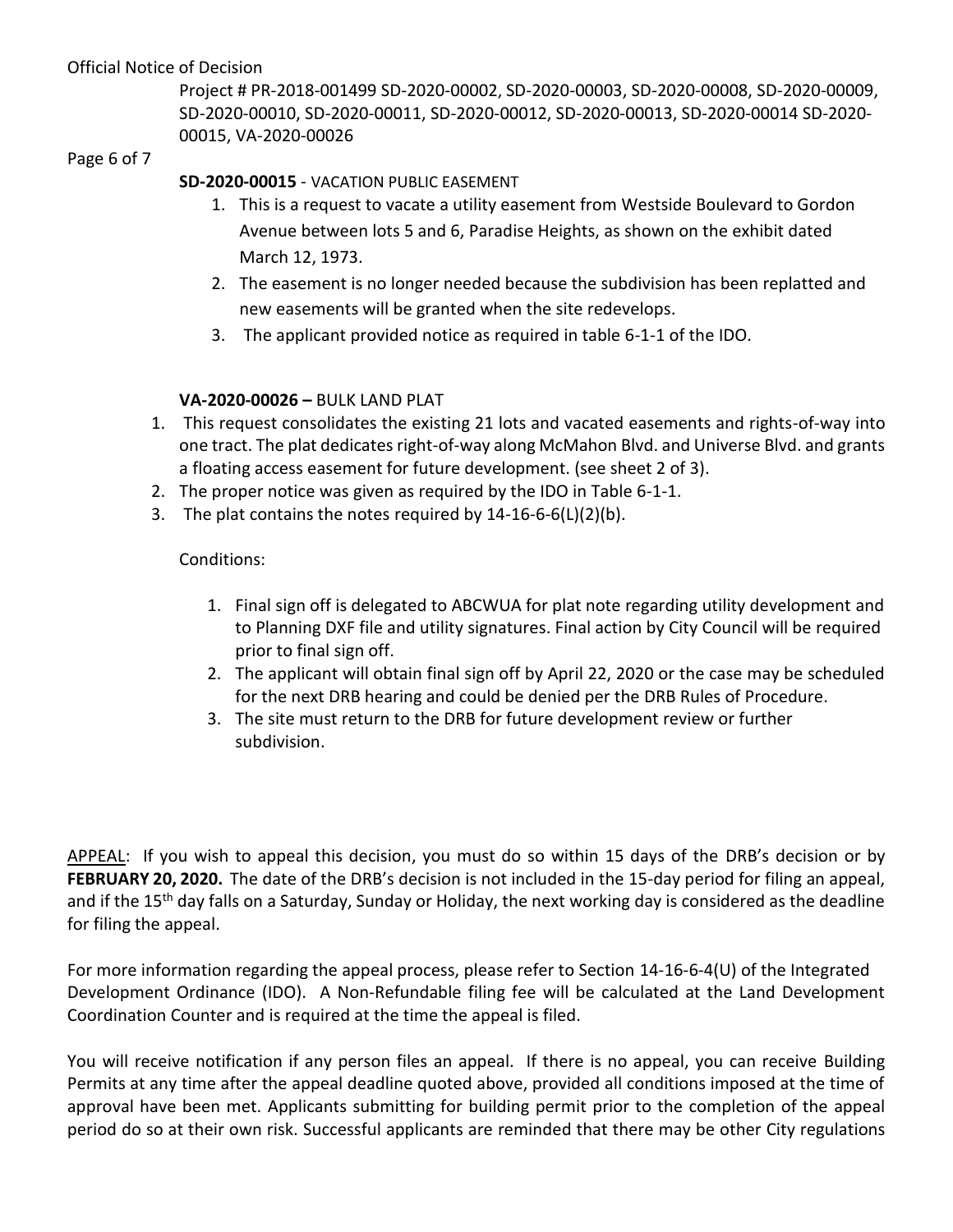**SD-2020-00015** - VACATION PUBLIC EASEMENT

1. This is a request to vacate a utility easement from Westside Boulevard to Gordon Avenue between lots 5 and 6, Paradise Heights, as shown on the exhibit dated March 12, 1973.
2. The easement is no longer needed because the subdivision has been replatted and new easements will be granted when the site redevelops.
3. The applicant provided notice as required in table 6-1-1 of the IDO.

**VA-2020-00026 –** BULK LAND PLAT

1. This request consolidates the existing 21 lots and vacated easements and rights-of-way into one tract. The plat dedicates right-of-way along McMahon Blvd. and Universe Blvd. and grants a floating access easement for future development. (see sheet 2 of 3).
2. The proper notice was given as required by the IDO in Table 6-1-1.
3. The plat contains the notes required by 14-16-6-6(L)(2)(b).

Conditions:

1. Final sign off is delegated to ABCWUA for plat note regarding utility development and to Planning DXF file and utility signatures. Final action by City Council will be required prior to final sign off.
2. The applicant will obtain final sign off by April 22, 2020 or the case may be scheduled for the next DRB hearing and could be denied per the DRB Rules of Procedure.
3. The site must return to the DRB for future development review or further subdivision.

APPEAL: If you wish to appeal this decision, you must do so within 15 days of the DRB's decision or by **FEBRUARY 20, 2020.** The date of the DRB's decision is not included in the 15-day period for filing an appeal, and if the 15th day falls on a Saturday, Sunday or Holiday, the next working day is considered as the deadline for filing the appeal.

For more information regarding the appeal process, please refer to Section 14-16-6-4(U) of the Integrated Development Ordinance (IDO). A Non-Refundable filing fee will be calculated at the Land Development Coordination Counter and is required at the time the appeal is filed.

You will receive notification if any person files an appeal. If there is no appeal, you can receive Building Permits at any time after the appeal deadline quoted above, provided all conditions imposed at the time of approval have been met. Applicants submitting for building permit prior to the completion of the appeal period do so at their own risk. Successful applicants are reminded that there may be other City regulations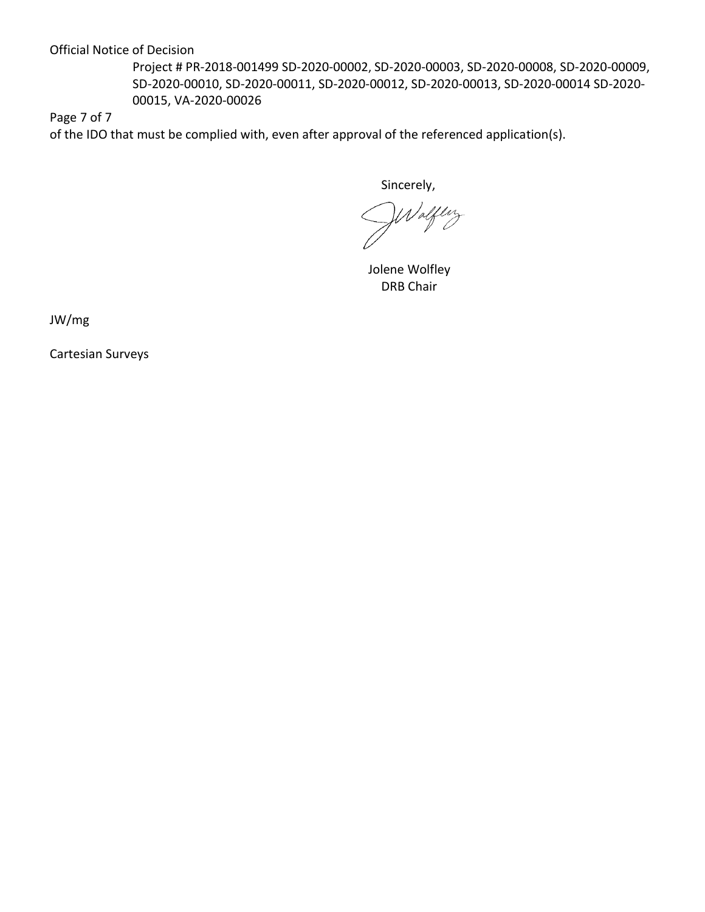of the IDO that must be complied with, even after approval of the referenced application(s).

Sincerely,

Jolene Wolfley
DRB Chair

JW/mg

Cartesian Surveys